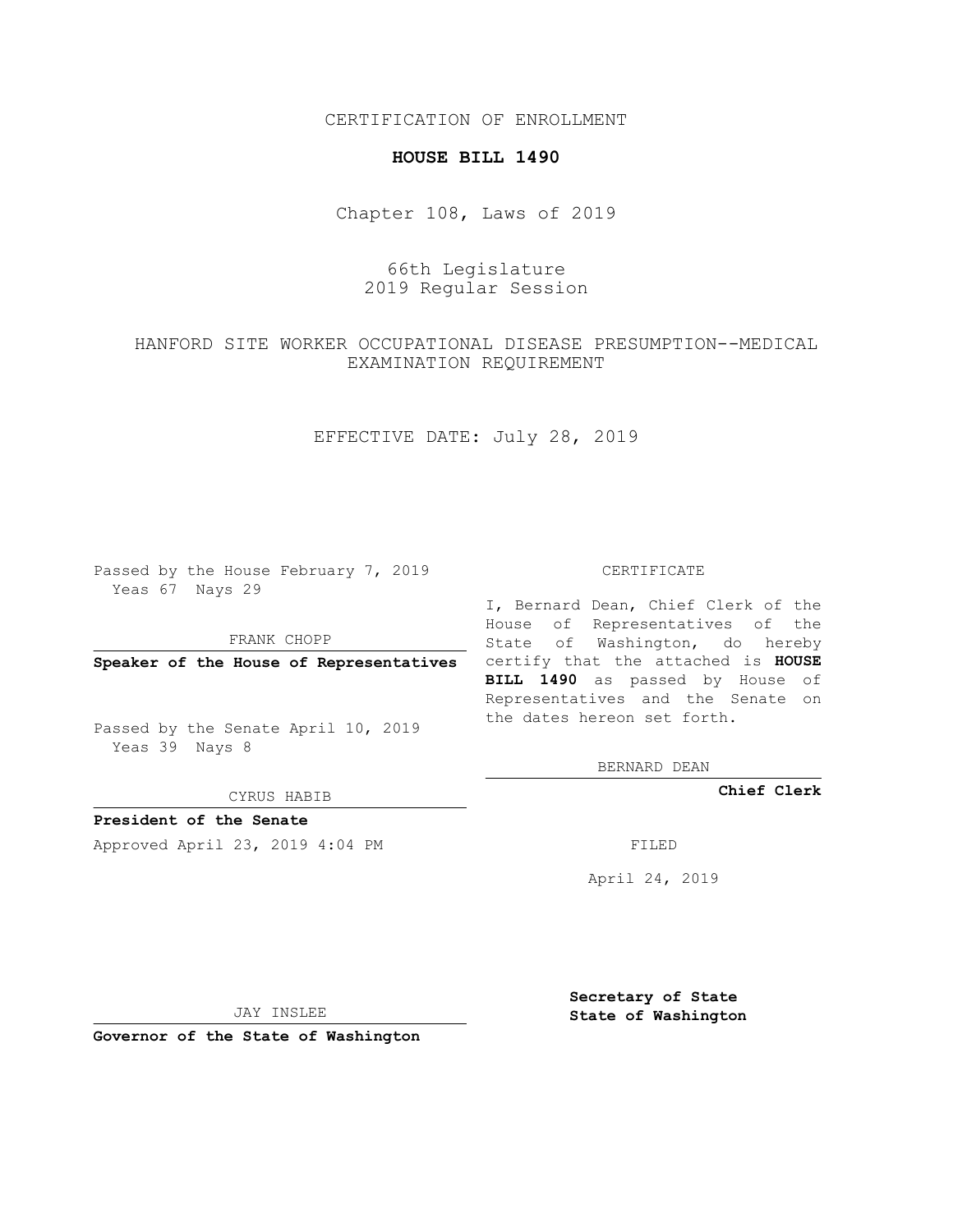CERTIFICATION OF ENROLLMENT

**HOUSE BILL 1490**

Chapter 108, Laws of 2019

66th Legislature
2019 Regular Session

HANFORD SITE WORKER OCCUPATIONAL DISEASE PRESUMPTION--MEDICAL EXAMINATION REQUIREMENT

EFFECTIVE DATE: July 28, 2019

Passed by the House February 7, 2019
Yeas 67 Nays 29

FRANK CHOPP

**Speaker of the House of Representatives**

Passed by the Senate April 10, 2019
Yeas 39 Nays 8

CYRUS HABIB

**President of the Senate**

Approved April 23, 2019 4:04 PM

JAY INSLEE

**Governor of the State of Washington**

CERTIFICATE

I, Bernard Dean, Chief Clerk of the House of Representatives of the State of Washington, do hereby certify that the attached is **HOUSE BILL 1490** as passed by House of Representatives and the Senate on the dates hereon set forth.

BERNARD DEAN

**Chief Clerk**

FILED

April 24, 2019

**Secretary of State**
**State of Washington**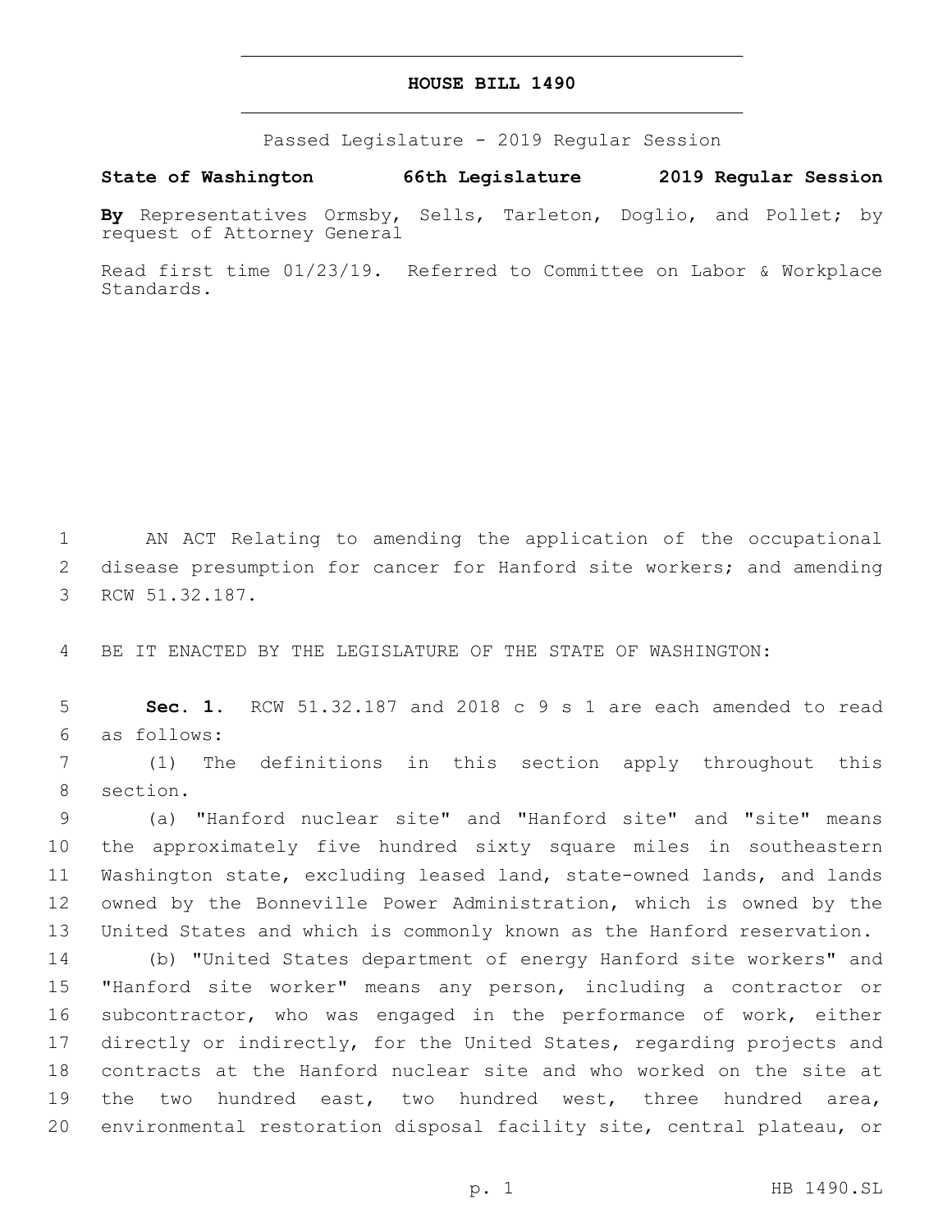# HOUSE BILL 1490

Passed Legislature - 2019 Regular Session

**State of Washington 66th Legislature 2019 Regular Session**

**By** Representatives Ormsby, Sells, Tarleton, Doglio, and Pollet; by request of Attorney General

Read first time 01/23/19. Referred to Committee on Labor & Workplace Standards.

AN ACT Relating to amending the application of the occupational disease presumption for cancer for Hanford site workers; and amending RCW 51.32.187.

BE IT ENACTED BY THE LEGISLATURE OF THE STATE OF WASHINGTON:

**Sec. 1.** RCW 51.32.187 and 2018 c 9 s 1 are each amended to read as follows:

(1) The definitions in this section apply throughout this section.

(a) "Hanford nuclear site" and "Hanford site" and "site" means the approximately five hundred sixty square miles in southeastern Washington state, excluding leased land, state-owned lands, and lands owned by the Bonneville Power Administration, which is owned by the United States and which is commonly known as the Hanford reservation.

(b) "United States department of energy Hanford site workers" and "Hanford site worker" means any person, including a contractor or subcontractor, who was engaged in the performance of work, either directly or indirectly, for the United States, regarding projects and contracts at the Hanford nuclear site and who worked on the site at the two hundred east, two hundred west, three hundred area, environmental restoration disposal facility site, central plateau, or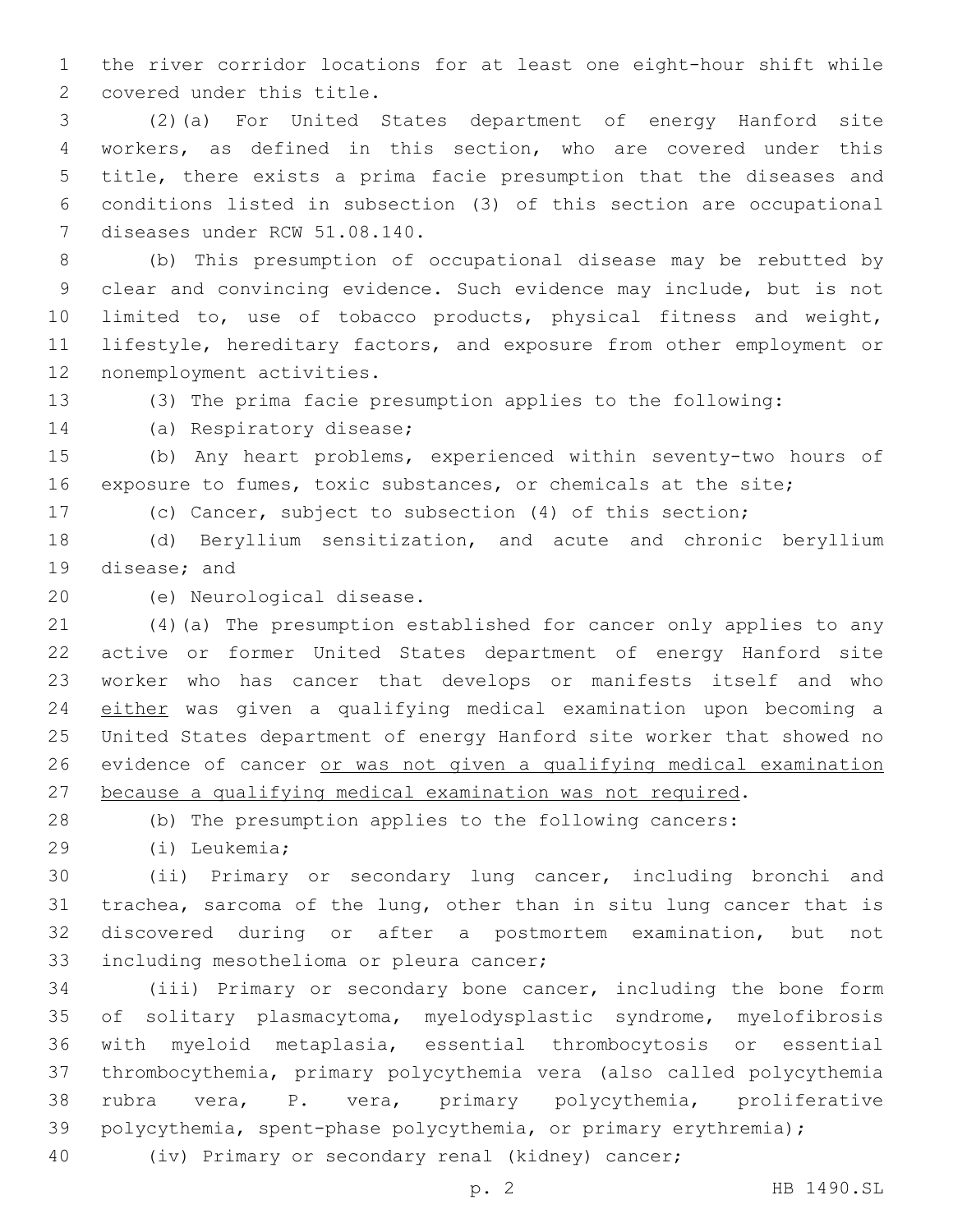the river corridor locations for at least one eight-hour shift while covered under this title.

(2)(a) For United States department of energy Hanford site workers, as defined in this section, who are covered under this title, there exists a prima facie presumption that the diseases and conditions listed in subsection (3) of this section are occupational diseases under RCW 51.08.140.

(b) This presumption of occupational disease may be rebutted by clear and convincing evidence. Such evidence may include, but is not limited to, use of tobacco products, physical fitness and weight, lifestyle, hereditary factors, and exposure from other employment or nonemployment activities.

(3) The prima facie presumption applies to the following:

(a) Respiratory disease;

(b) Any heart problems, experienced within seventy-two hours of exposure to fumes, toxic substances, or chemicals at the site;

(c) Cancer, subject to subsection (4) of this section;

(d) Beryllium sensitization, and acute and chronic beryllium disease; and

(e) Neurological disease.

(4)(a) The presumption established for cancer only applies to any active or former United States department of energy Hanford site worker who has cancer that develops or manifests itself and who <u>either</u> was given a qualifying medical examination upon becoming a United States department of energy Hanford site worker that showed no evidence of cancer <u>or was not given a qualifying medical examination because a qualifying medical examination was not required</u>.

(b) The presumption applies to the following cancers:

(i) Leukemia;

(ii) Primary or secondary lung cancer, including bronchi and trachea, sarcoma of the lung, other than in situ lung cancer that is discovered during or after a postmortem examination, but not including mesothelioma or pleura cancer;

(iii) Primary or secondary bone cancer, including the bone form of solitary plasmacytoma, myelodysplastic syndrome, myelofibrosis with myeloid metaplasia, essential thrombocytosis or essential thrombocythemia, primary polycythemia vera (also called polycythemia rubra vera, P. vera, primary polycythemia, proliferative polycythemia, spent-phase polycythemia, or primary erythremia);

(iv) Primary or secondary renal (kidney) cancer;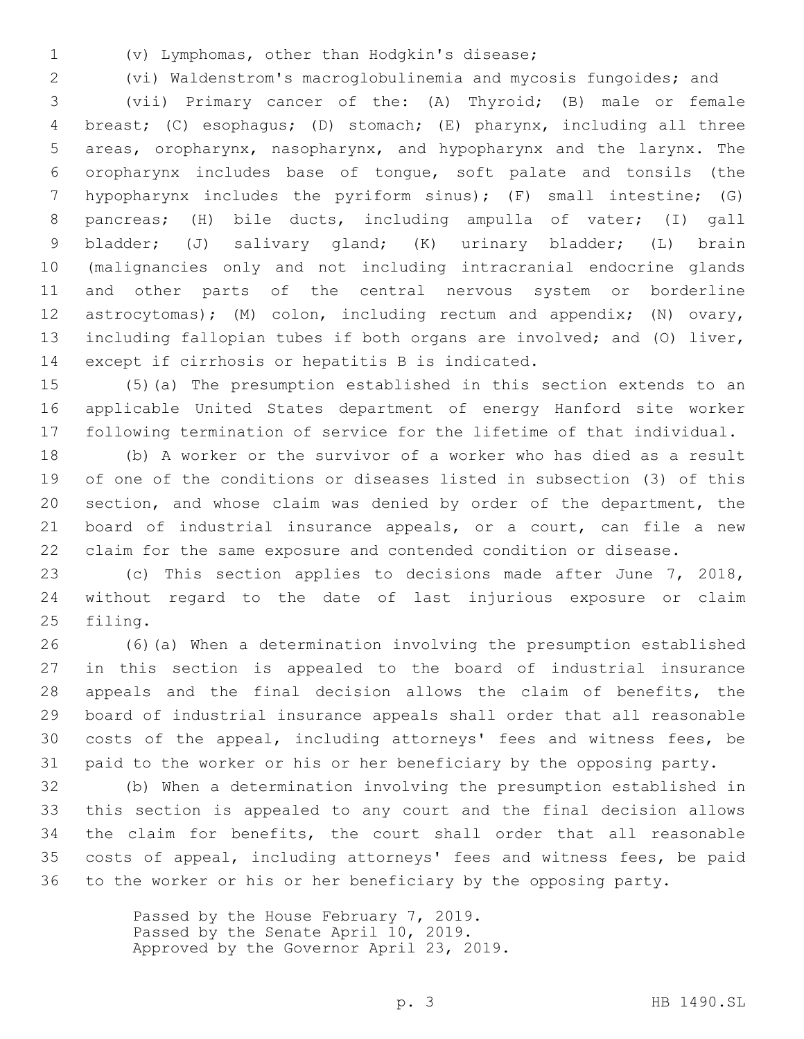(v) Lymphomas, other than Hodgkin's disease;

(vi) Waldenstrom's macroglobulinemia and mycosis fungoides; and

(vii) Primary cancer of the: (A) Thyroid; (B) male or female breast; (C) esophagus; (D) stomach; (E) pharynx, including all three areas, oropharynx, nasopharynx, and hypopharynx and the larynx. The oropharynx includes base of tongue, soft palate and tonsils (the hypopharynx includes the pyriform sinus); (F) small intestine; (G) pancreas; (H) bile ducts, including ampulla of vater; (I) gall bladder; (J) salivary gland; (K) urinary bladder; (L) brain (malignancies only and not including intracranial endocrine glands and other parts of the central nervous system or borderline astrocytomas); (M) colon, including rectum and appendix; (N) ovary, including fallopian tubes if both organs are involved; and (O) liver, except if cirrhosis or hepatitis B is indicated.

(5)(a) The presumption established in this section extends to an applicable United States department of energy Hanford site worker following termination of service for the lifetime of that individual.

(b) A worker or the survivor of a worker who has died as a result of one of the conditions or diseases listed in subsection (3) of this section, and whose claim was denied by order of the department, the board of industrial insurance appeals, or a court, can file a new claim for the same exposure and contended condition or disease.

(c) This section applies to decisions made after June 7, 2018, without regard to the date of last injurious exposure or claim filing.

(6)(a) When a determination involving the presumption established in this section is appealed to the board of industrial insurance appeals and the final decision allows the claim of benefits, the board of industrial insurance appeals shall order that all reasonable costs of the appeal, including attorneys' fees and witness fees, be paid to the worker or his or her beneficiary by the opposing party.

(b) When a determination involving the presumption established in this section is appealed to any court and the final decision allows the claim for benefits, the court shall order that all reasonable costs of appeal, including attorneys' fees and witness fees, be paid to the worker or his or her beneficiary by the opposing party.

Passed by the House February 7, 2019.
Passed by the Senate April 10, 2019.
Approved by the Governor April 23, 2019.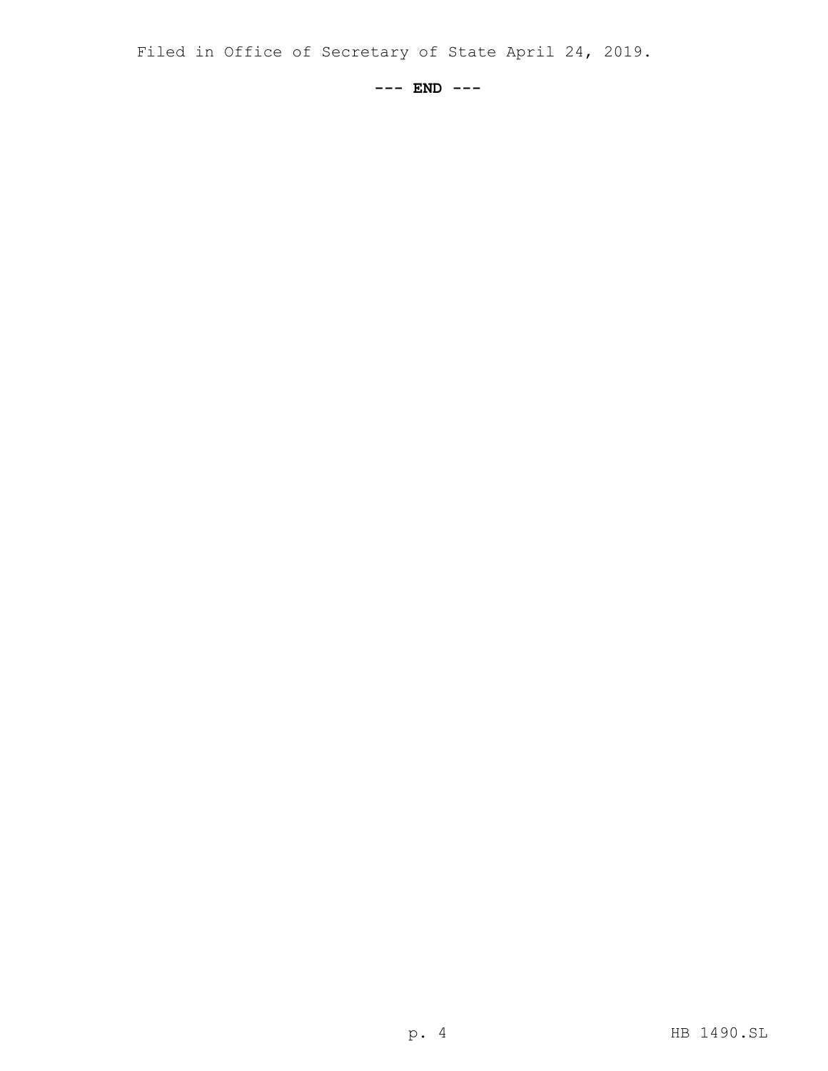Filed in Office of Secretary of State April 24, 2019.

**--- END ---**